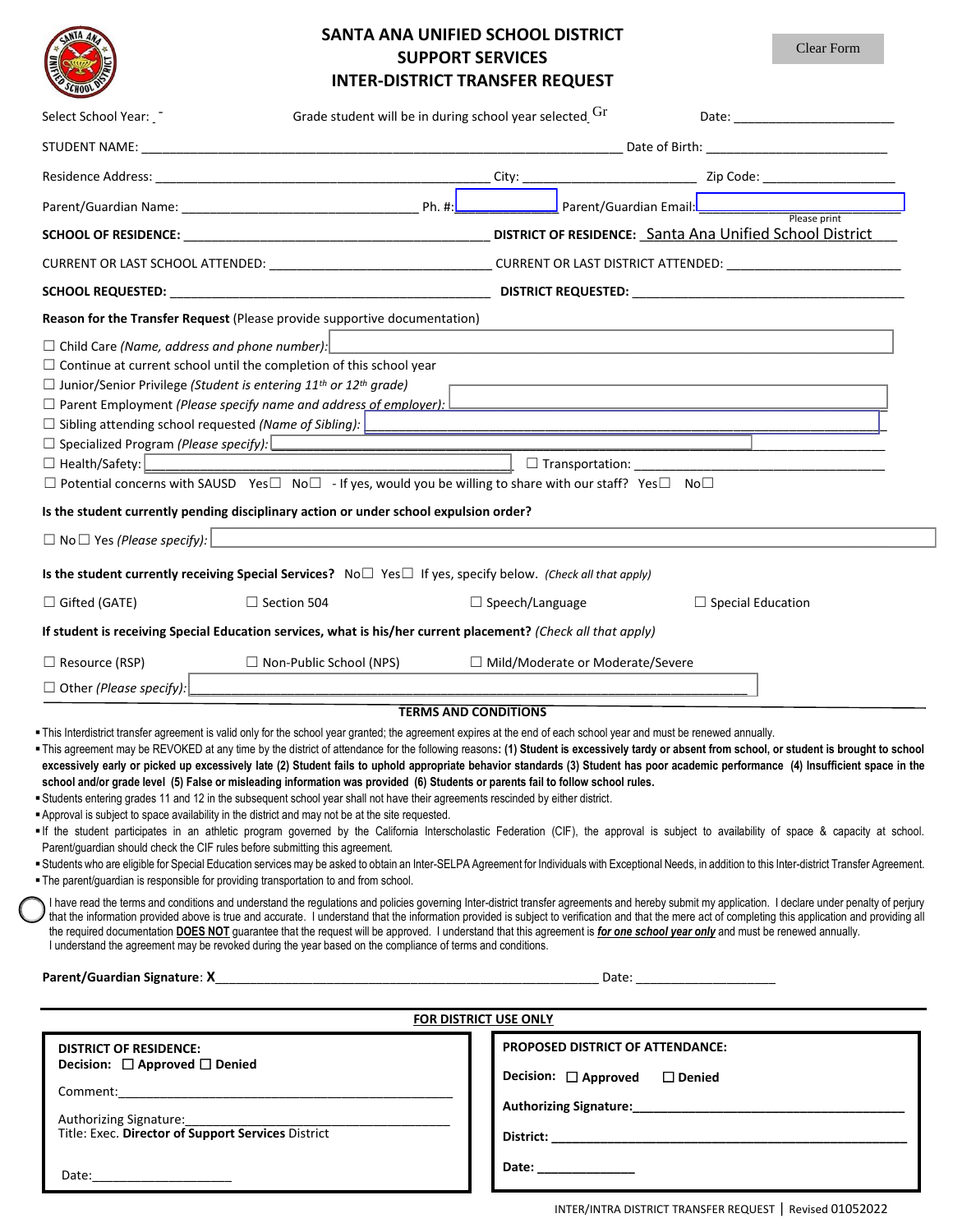# SANTA ANA UNIFIED SCHOOL DISTRICT
## SUPPORT SERVICES
## INTER-DISTRICT TRANSFER REQUEST

Clear Form

Select School Year: _ Grade student will be in during school year selected Gr Date: ______________________

STUDENT NAME: ______________________________________________________________ Date of Birth: ________________________

Residence Address: ______________________________________________ City: ________________________ Zip Code: __________________

Parent/Guardian Name: _________________________________ Ph. #: ____________ Parent/Guardian Email: ____________________ Please print

**SCHOOL OF RESIDENCE:** ____________________________________________ **DISTRICT OF RESIDENCE:** Santa Ana Unified School District

CURRENT OR LAST SCHOOL ATTENDED: ________________________________ CURRENT OR LAST DISTRICT ATTENDED: __________________________

**SCHOOL REQUESTED:** ______________________________________________ **DISTRICT REQUESTED:** ________________________________________

**Reason for the Transfer Request** (Please provide supportive documentation)

☐ Child Care *(Name, address and phone number)*: ____________________

☐ Continue at current school until the completion of this school year

☐ Junior/Senior Privilege *(Student is entering 11th or 12th grade)*

☐ Parent Employment *(Please specify name and address of employer)*: ____________________

☐ Sibling attending school requested *(Name of Sibling)*: ____________________

☐ Specialized Program *(Please specify)*: ____________________

☐ Health/Safety: ____________________ ☐ Transportation: ____________________

☐ Potential concerns with SAUSD Yes☐ No☐ - If yes, would you be willing to share with our staff? Yes☐ No☐

**Is the student currently pending disciplinary action or under school expulsion order?**

☐ No ☐ Yes *(Please specify)*: ____________________

**Is the student currently receiving Special Services?** No☐ Yes☐ If yes, specify below. *(Check all that apply)*

☐ Gifted (GATE) ☐ Section 504 ☐ Speech/Language ☐ Special Education

**If student is receiving Special Education services, what is his/her current placement?** *(Check all that apply)*

☐ Resource (RSP) ☐ Non-Public School (NPS) ☐ Mild/Moderate or Moderate/Severe

☐ Other *(Please specify)*: ____________________

## TERMS AND CONDITIONS

- This Interdistrict transfer agreement is valid only for the school year granted; the agreement expires at the end of each school year and must be renewed annually.
- This agreement may be REVOKED at any time by the district of attendance for the following reasons: **(1) Student is excessively tardy or absent from school, or student is brought to school excessively early or picked up excessively late (2) Student fails to uphold appropriate behavior standards (3) Student has poor academic performance (4) Insufficient space in the school and/or grade level (5) False or misleading information was provided (6) Students or parents fail to follow school rules.**
- Students entering grades 11 and 12 in the subsequent school year shall not have their agreements rescinded by either district.
- Approval is subject to space availability in the district and may not be at the site requested.
- If the student participates in an athletic program governed by the California Interscholastic Federation (CIF), the approval is subject to availability of space & capacity at school. Parent/guardian should check the CIF rules before submitting this agreement.
- Students who are eligible for Special Education services may be asked to obtain an Inter-SELPA Agreement for Individuals with Exceptional Needs, in addition to this Inter-district Transfer Agreement.
- The parent/guardian is responsible for providing transportation to and from school.

I have read the terms and conditions and understand the regulations and policies governing Inter-district transfer agreements and hereby submit my application. I declare under penalty of perjury that the information provided above is true and accurate. I understand that the information provided is subject to verification and that the mere act of completing this application and providing all the required documentation **DOES NOT** guarantee that the request will be approved. I understand that this agreement is ***for one school year only*** and must be renewed annually. I understand the agreement may be revoked during the year based on the compliance of terms and conditions.

**Parent/Guardian Signature**: **X**______________________________________________________ Date: ____________________

## FOR DISTRICT USE ONLY

| DISTRICT OF RESIDENCE: | PROPOSED DISTRICT OF ATTENDANCE: |
|---|---|
| **Decision:** ☐ **Approved** ☐ **Denied** | **Decision:** ☐ **Approved** ☐ **Denied** |
| Comment: ____________________ | **Authorizing Signature:** ____________________ |
| Authorizing Signature: ____________________ Title: Exec. **Director of Support Services** District | **District:** ____________________ |
| Date: ____________________ | **Date:** ______________ |

INTER/INTRA DISTRICT TRANSFER REQUEST | Revised 01052022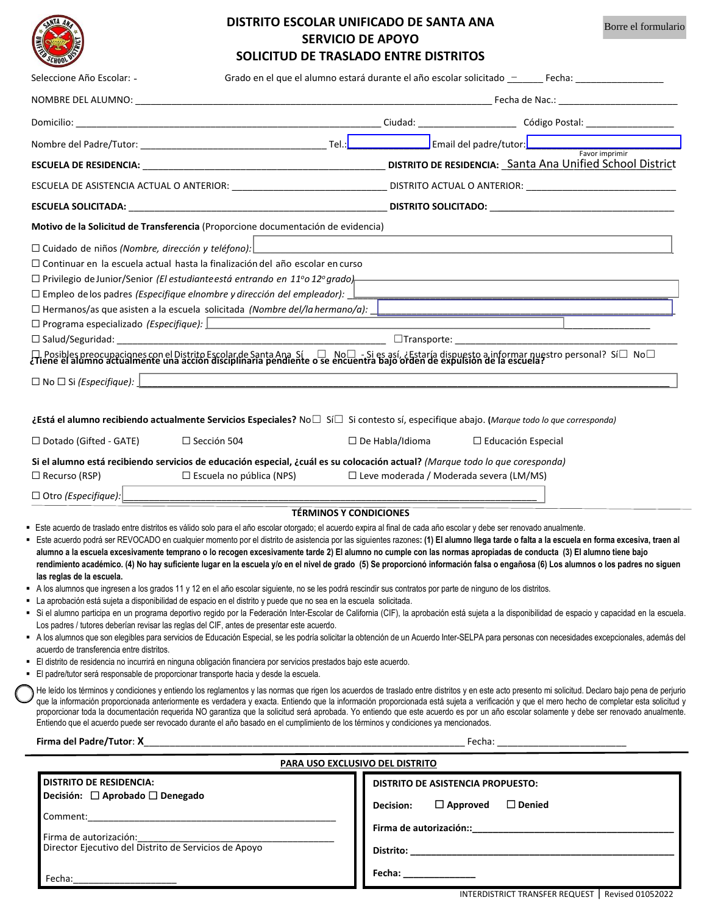# DISTRITO ESCOLAR UNIFICADO DE SANTA ANA
## SERVICIO DE APOYO
## SOLICITUD DE TRASLADO ENTRE DISTRITOS

Borre el formulario

Seleccione Año Escolar: - Grado en el que el alumno estará durante el año escolar solicitado – _____ Fecha: ________________

NOMBRE DEL ALUMNO: ____________________________________________ Fecha de Nac.: ______________________

Domicilio: ____________________________________________ Ciudad: __________________ Código Postal: ________________

Nombre del Padre/Tutor: ________________________________ Tel.: ____________ Email del padre/tutor: ____________________

Favor imprimir

**ESCUELA DE RESIDENCIA:** ____________________________________________ **DISTRITO DE RESIDENCIA:** Santa Ana Unified School District

ESCUELA DE ASISTENCIA ACTUAL O ANTERIOR: ____________________________ DISTRITO ACTUAL O ANTERIOR: ____________________________

**ESCUELA SOLICITADA:** ____________________________________________ **DISTRITO SOLICITADO:** ____________________________________

**Motivo de la Solicitud de Transferencia** (Proporcione documentación de evidencia)

☐ Cuidado de niños *(Nombre, dirección y teléfono):* ________________________________________________

☐ Continuar en la escuela actual hasta la finalización del año escolar en curso

☐ Privilegio de Junior/Senior *(El estudiante está entrando en 11º o 12º grado)* ________________________________

☐ Empleo de los padres *(Especifique el nombre y dirección del empleador):* ________________________________

☐ Hermanos/as que asisten a la escuela solicitada *(Nombre del/la hermano/a):* ________________________________

☐ Programa especializado *(Especifique):* ________________________________________________

☐ Salud/Seguridad: ________________________________________________ ☐ Transporte: ________________________________

☐ Posibles preocupaciones con el Distrito Escolar de Santa Ana Sí ☐ No ☐ - Si es así, ¿Estaría dispuesto a informar nuestro personal? Sí ☐ No ☐

**¿Tiene el alumno actualmente una acción disciplinaria pendiente o se encuentra bajo orden de expulsión de la escuela?**

☐ No ☐ Si *(Especifique):* ____________________________________________________________________________

**¿Está el alumno recibiendo actualmente Servicios Especiales?** No ☐ Sí ☐ Si contesto sí, especifique abajo. **(***Marque todo lo que corresponda)*

☐ Dotado (Gifted - GATE) ☐ Sección 504 ☐ De Habla/Idioma ☐ Educación Especial

**Si el alumno está recibiendo servicios de educación especial, ¿cuál es su colocación actual?** *(Marque todo lo que coresponda)*

☐ Recurso (RSP) ☐ Escuela no pública (NPS) ☐ Leve moderada / Moderada severa (LM/MS)

☐ Otro *(Especifique):* ____________________________________________________________________________

**TÉRMINOS Y CONDICIONES**

- Este acuerdo de traslado entre distritos es válido solo para el año escolar otorgado; el acuerdo expira al final de cada año escolar y debe ser renovado anualmente.
- Este acuerdo podrá ser REVOCADO en cualquier momento por el distrito de asistencia por las siguientes razones**: (1) El alumno llega tarde o falta a la escuela en forma excesiva, traen al alumno a la escuela excesivamente temprano o lo recogen excesivamente tarde 2) El alumno no cumple con las normas apropiadas de conducta (3) El alumno tiene bajo rendimiento académico. (4) No hay suficiente lugar en la escuela y/o en el nivel de grado (5) Se proporcionó información falsa o engañosa (6) Los alumnos o los padres no siguen las reglas de la escuela.**
- A los alumnos que ingresen a los grados 11 y 12 en el año escolar siguiente, no se les podrá rescindir sus contratos por parte de ninguno de los distritos.
- La aprobación está sujeta a disponibilidad de espacio en el distrito y puede que no sea en la escuela solicitada.
- Si el alumno participa en un programa deportivo regido por la Federación Inter-Escolar de California (CIF), la aprobación está sujeta a la disponibilidad de espacio y capacidad en la escuela. Los padres / tutores deberían revisar las reglas del CIF, antes de presentar este acuerdo.
- A los alumnos que son elegibles para servicios de Educación Especial, se les podría solicitar la obtención de un Acuerdo Inter-SELPA para personas con necesidades excepcionales, además del acuerdo de transferencia entre distritos.
- El distrito de residencia no incurrirá en ninguna obligación financiera por servicios prestados bajo este acuerdo.
- El padre/tutor será responsable de proporcionar transporte hacia y desde la escuela.

◯ He leído los términos y condiciones y entiendo los reglamentos y las normas que rigen los acuerdos de traslado entre distritos y en este acto presento mi solicitud. Declaro bajo pena de perjurio que la información proporcionada anteriormente es verdadera y exacta. Entiendo que la información proporcionada está sujeta a verificación y que el mero hecho de completar esta solicitud y proporcionar toda la documentación requerida NO garantiza que la solicitud será aprobada. Yo entiendo que este acuerdo es por un año escolar solamente y debe ser renovado anualmente. Entiendo que el acuerdo puede ser revocado durante el año basado en el cumplimiento de los términos y condiciones ya mencionados.

**Firma del Padre/Tutor**: **X**____________________________________________ Fecha: ________________________

**PARA USO EXCLUSIVO DEL DISTRITO**

| | |
|---|---|
| **DISTRITO DE RESIDENCIA:**<br>**Decisión:** ☐ **Aprobado** ☐ **Denegado**<br>Comment:________________________________<br>Firma de autorización:____________________________<br>Director Ejecutivo del Distrito de Servicios de Apoyo<br>Fecha:____________________ | **DISTRITO DE ASISTENCIA PROPUESTO:**<br>**Decision:** ☐ **Approved** ☐ **Denied**<br>**Firma de autorización::**____________________________<br>**Distrito:** ____________________________________<br>**Fecha:** ______________ |

INTERDISTRICT TRANSFER REQUEST | Revised 01052022